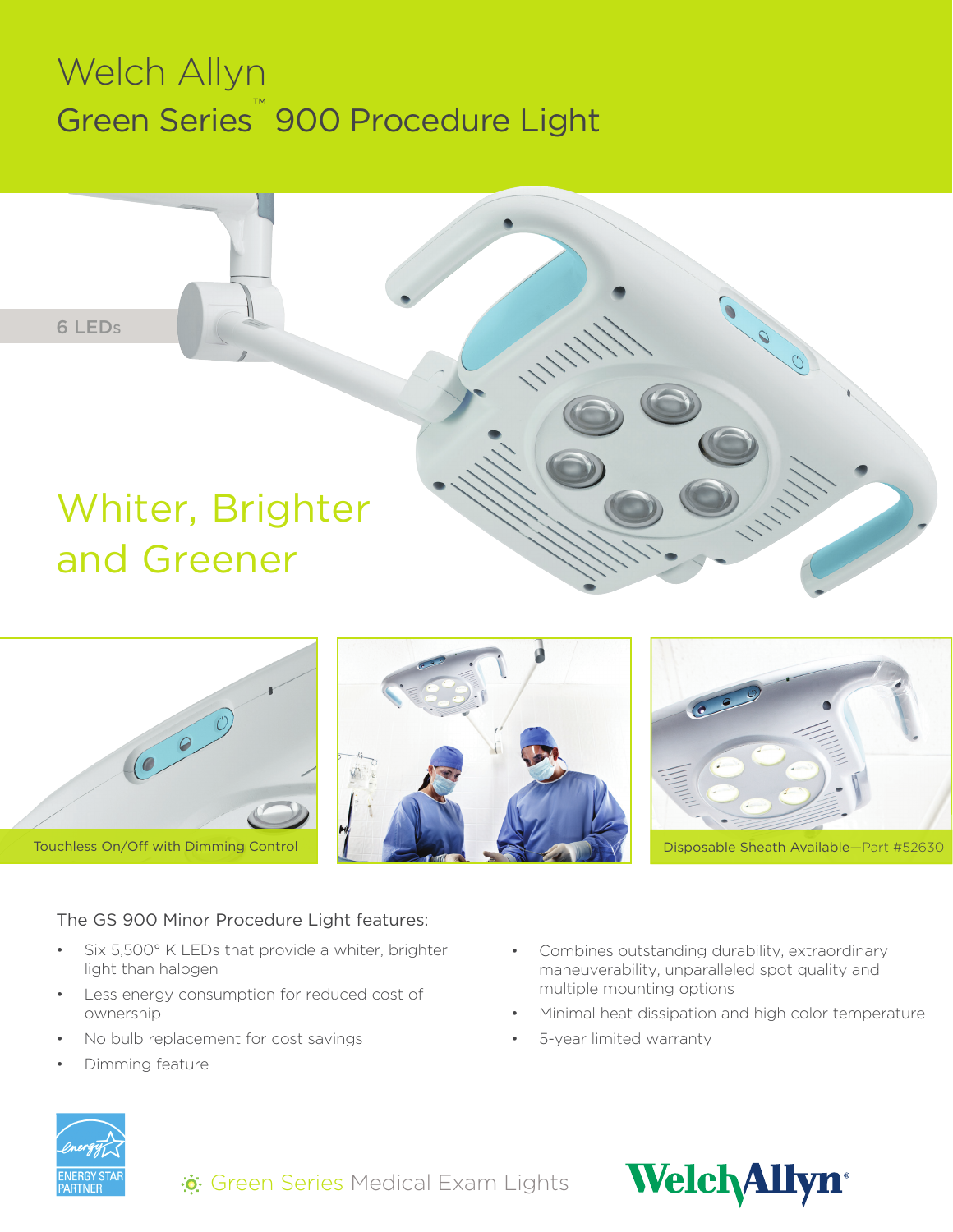# Welch Allyn
## Green Series™ 900 Procedure Light

6 LEDs

## Whiter, Brighter and Greener

Touchless On/Off with Dimming Control

Disposable Sheath Available—Part #52630

The GS 900 Minor Procedure Light features:

- Six 5,500° K LEDs that provide a whiter, brighter light than halogen
- Less energy consumption for reduced cost of ownership
- No bulb replacement for cost savings
- Dimming feature
- Combines outstanding durability, extraordinary maneuverability, unparalleled spot quality and multiple mounting options
- Minimal heat dissipation and high color temperature
- 5-year limited warranty

ENERGY STAR PARTNER

Green Series Medical Exam Lights

Welch Allyn®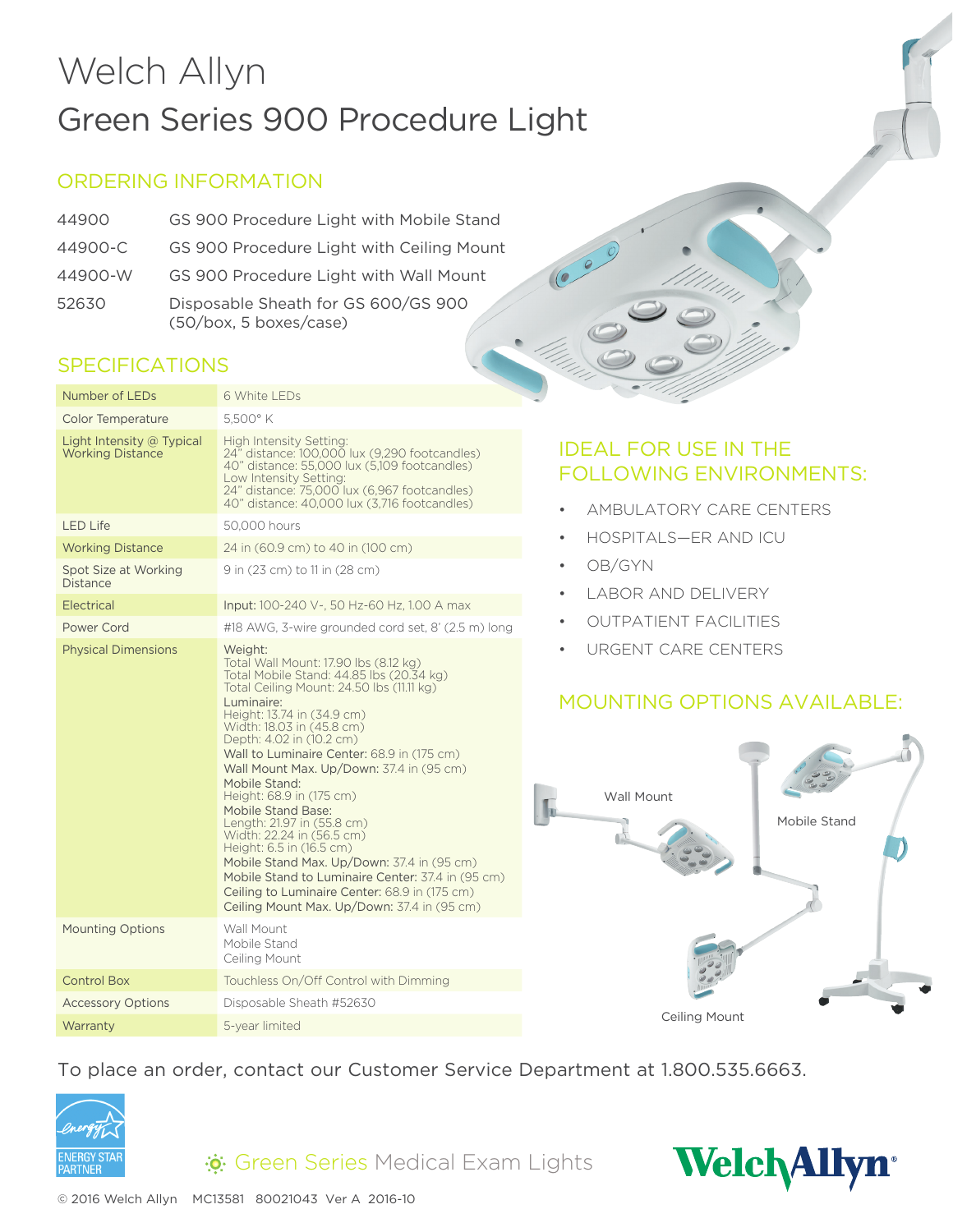# Welch Allyn

## Green Series 900 Procedure Light

### ORDERING INFORMATION

| | |
|---|---|
| 44900 | GS 900 Procedure Light with Mobile Stand |
| 44900-C | GS 900 Procedure Light with Ceiling Mount |
| 44900-W | GS 900 Procedure Light with Wall Mount |
| 52630 | Disposable Sheath for GS 600/GS 900 (50/box, 5 boxes/case) |

### SPECIFICATIONS

| | |
|---|---|
| Number of LEDs | 6 White LEDs |
| Color Temperature | 5,500° K |
| Light Intensity @ Typical Working Distance | High Intensity Setting:<br>24" distance: 100,000 lux (9,290 footcandles)<br>40" distance: 55,000 lux (5,109 footcandles)<br>Low Intensity Setting:<br>24" distance: 75,000 lux (6,967 footcandles)<br>40" distance: 40,000 lux (3,716 footcandles) |
| LED Life | 50,000 hours |
| Working Distance | 24 in (60.9 cm) to 40 in (100 cm) |
| Spot Size at Working Distance | 9 in (23 cm) to 11 in (28 cm) |
| Electrical | Input: 100-240 V~, 50 Hz-60 Hz, 1.00 A max |
| Power Cord | #18 AWG, 3-wire grounded cord set, 8' (2.5 m) long |
| Physical Dimensions | Weight:<br>Total Wall Mount: 17.90 lbs (8.12 kg)<br>Total Mobile Stand: 44.85 lbs (20.34 kg)<br>Total Ceiling Mount: 24.50 lbs (11.11 kg)<br>Luminaire:<br>Height: 13.74 in (34.9 cm)<br>Width: 18.03 in (45.8 cm)<br>Depth: 4.02 in (10.2 cm)<br>Wall to Luminaire Center: 68.9 in (175 cm)<br>Wall Mount Max. Up/Down: 37.4 in (95 cm)<br>Mobile Stand:<br>Height: 68.9 in (175 cm)<br>Mobile Stand Base:<br>Length: 21.97 in (55.8 cm)<br>Width: 22.24 in (56.5 cm)<br>Height: 6.5 in (16.5 cm)<br>Mobile Stand Max. Up/Down: 37.4 in (95 cm)<br>Mobile Stand to Luminaire Center: 37.4 in (95 cm)<br>Ceiling to Luminaire Center: 68.9 in (175 cm)<br>Ceiling Mount Max. Up/Down: 37.4 in (95 cm) |
| Mounting Options | Wall Mount<br>Mobile Stand<br>Ceiling Mount |
| Control Box | Touchless On/Off Control with Dimming |
| Accessory Options | Disposable Sheath #52630 |
| Warranty | 5-year limited |

### IDEAL FOR USE IN THE FOLLOWING ENVIRONMENTS:

- AMBULATORY CARE CENTERS
- HOSPITALS—ER AND ICU
- OB/GYN
- LABOR AND DELIVERY
- OUTPATIENT FACILITIES
- URGENT CARE CENTERS

### MOUNTING OPTIONS AVAILABLE:

Wall Mount

Mobile Stand

Ceiling Mount

To place an order, contact our Customer Service Department at 1.800.535.6663.

ENERGY STAR PARTNER

Green Series Medical Exam Lights

Welch Allyn®

© 2016 Welch Allyn MC13581 80021043 Ver A 2016-10